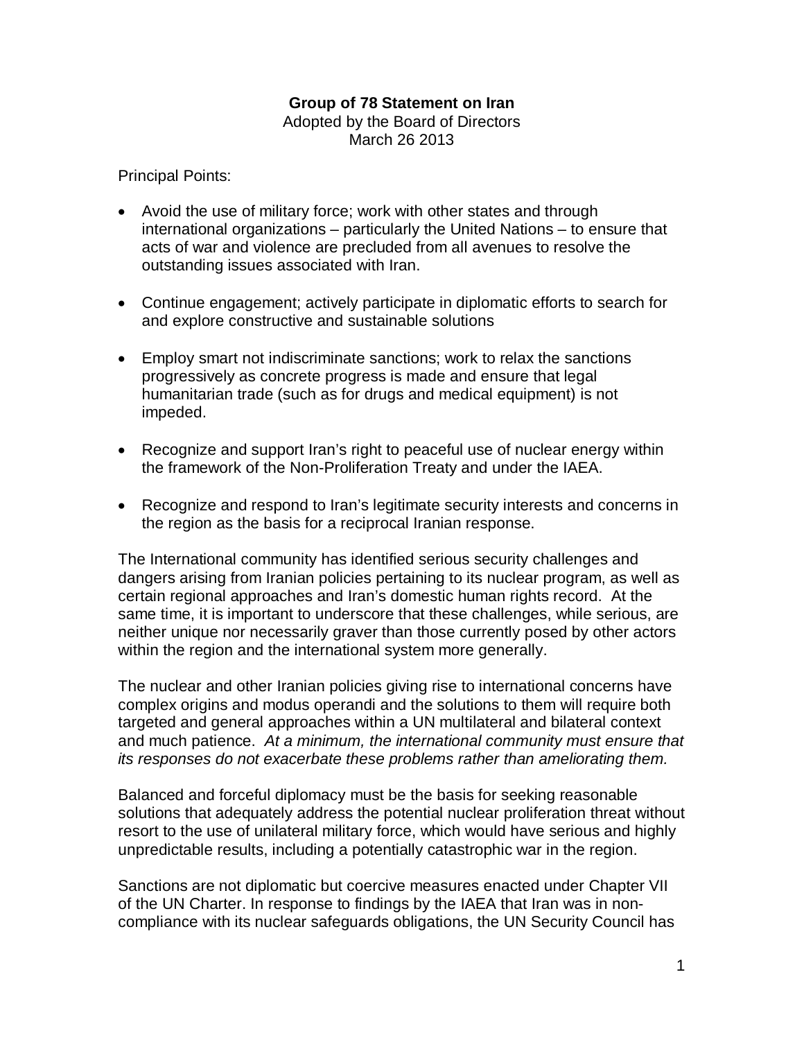**Group of 78 Statement on Iran**
Adopted by the Board of Directors
March 26 2013

Principal Points:

- Avoid the use of military force; work with other states and through international organizations – particularly the United Nations – to ensure that acts of war and violence are precluded from all avenues to resolve the outstanding issues associated with Iran.

- Continue engagement; actively participate in diplomatic efforts to search for and explore constructive and sustainable solutions

- Employ smart not indiscriminate sanctions; work to relax the sanctions progressively as concrete progress is made and ensure that legal humanitarian trade (such as for drugs and medical equipment) is not impeded.

- Recognize and support Iran's right to peaceful use of nuclear energy within the framework of the Non-Proliferation Treaty and under the IAEA.

- Recognize and respond to Iran's legitimate security interests and concerns in the region as the basis for a reciprocal Iranian response.

The International community has identified serious security challenges and dangers arising from Iranian policies pertaining to its nuclear program, as well as certain regional approaches and Iran's domestic human rights record. At the same time, it is important to underscore that these challenges, while serious, are neither unique nor necessarily graver than those currently posed by other actors within the region and the international system more generally.

The nuclear and other Iranian policies giving rise to international concerns have complex origins and modus operandi and the solutions to them will require both targeted and general approaches within a UN multilateral and bilateral context and much patience. *At a minimum, the international community must ensure that its responses do not exacerbate these problems rather than ameliorating them.*

Balanced and forceful diplomacy must be the basis for seeking reasonable solutions that adequately address the potential nuclear proliferation threat without resort to the use of unilateral military force, which would have serious and highly unpredictable results, including a potentially catastrophic war in the region.

Sanctions are not diplomatic but coercive measures enacted under Chapter VII of the UN Charter. In response to findings by the IAEA that Iran was in non-compliance with its nuclear safeguards obligations, the UN Security Council has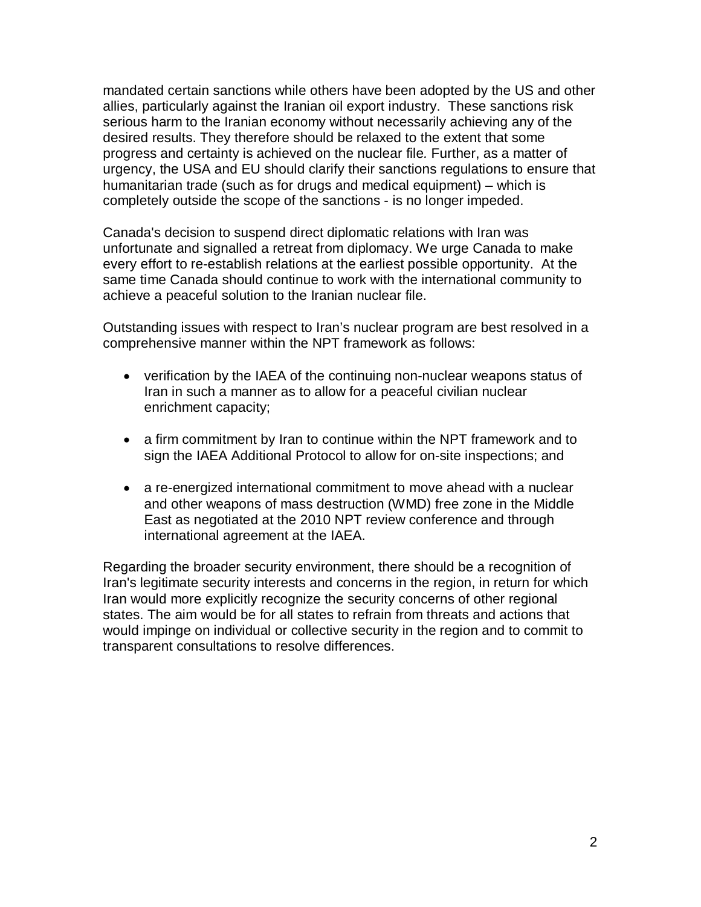mandated certain sanctions while others have been adopted by the US and other allies, particularly against the Iranian oil export industry. These sanctions risk serious harm to the Iranian economy without necessarily achieving any of the desired results. They therefore should be relaxed to the extent that some progress and certainty is achieved on the nuclear file. Further, as a matter of urgency, the USA and EU should clarify their sanctions regulations to ensure that humanitarian trade (such as for drugs and medical equipment) – which is completely outside the scope of the sanctions - is no longer impeded.

Canada's decision to suspend direct diplomatic relations with Iran was unfortunate and signalled a retreat from diplomacy. We urge Canada to make every effort to re-establish relations at the earliest possible opportunity. At the same time Canada should continue to work with the international community to achieve a peaceful solution to the Iranian nuclear file.

Outstanding issues with respect to Iran's nuclear program are best resolved in a comprehensive manner within the NPT framework as follows:

- verification by the IAEA of the continuing non-nuclear weapons status of Iran in such a manner as to allow for a peaceful civilian nuclear enrichment capacity;
- a firm commitment by Iran to continue within the NPT framework and to sign the IAEA Additional Protocol to allow for on-site inspections; and
- a re-energized international commitment to move ahead with a nuclear and other weapons of mass destruction (WMD) free zone in the Middle East as negotiated at the 2010 NPT review conference and through international agreement at the IAEA.

Regarding the broader security environment, there should be a recognition of Iran's legitimate security interests and concerns in the region, in return for which Iran would more explicitly recognize the security concerns of other regional states. The aim would be for all states to refrain from threats and actions that would impinge on individual or collective security in the region and to commit to transparent consultations to resolve differences.